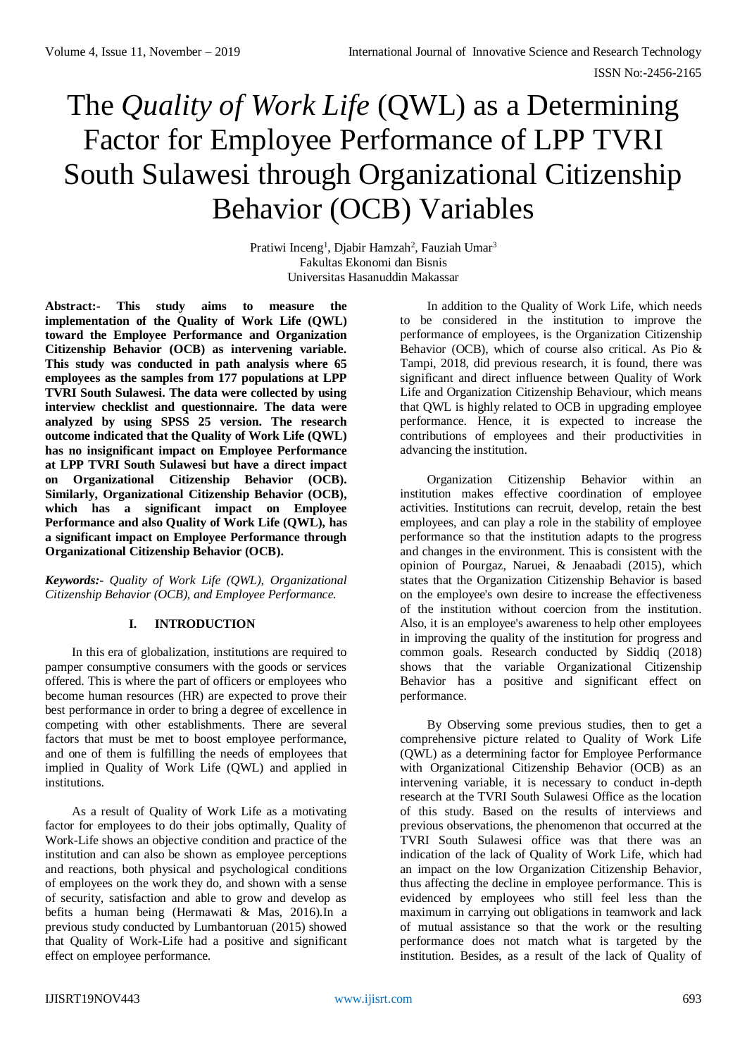# The *Quality of Work Life* (QWL) as a Determining Factor for Employee Performance of LPP TVRI South Sulawesi through Organizational Citizenship Behavior (OCB) Variables

Pratiwi Inceng[1], Djabir Hamzah[2], Fauziah Umar[3]
Fakultas Ekonomi dan Bisnis
Universitas Hasanuddin Makassar

**Abstract:- This study aims to measure the implementation of the Quality of Work Life (QWL) toward the Employee Performance and Organization Citizenship Behavior (OCB) as intervening variable. This study was conducted in path analysis where 65 employees as the samples from 177 populations at LPP TVRI South Sulawesi. The data were collected by using interview checklist and questionnaire. The data were analyzed by using SPSS 25 version. The research outcome indicated that the Quality of Work Life (QWL) has no insignificant impact on Employee Performance at LPP TVRI South Sulawesi but have a direct impact on Organizational Citizenship Behavior (OCB). Similarly, Organizational Citizenship Behavior (OCB), which has a significant impact on Employee Performance and also Quality of Work Life (QWL), has a significant impact on Employee Performance through Organizational Citizenship Behavior (OCB).**

***Keywords:-*** *Quality of Work Life (QWL), Organizational Citizenship Behavior (OCB), and Employee Performance.*

## I. INTRODUCTION

In this era of globalization, institutions are required to pamper consumptive consumers with the goods or services offered. This is where the part of officers or employees who become human resources (HR) are expected to prove their best performance in order to bring a degree of excellence in competing with other establishments. There are several factors that must be met to boost employee performance, and one of them is fulfilling the needs of employees that implied in Quality of Work Life (QWL) and applied in institutions.

As a result of Quality of Work Life as a motivating factor for employees to do their jobs optimally, Quality of Work-Life shows an objective condition and practice of the institution and can also be shown as employee perceptions and reactions, both physical and psychological conditions of employees on the work they do, and shown with a sense of security, satisfaction and able to grow and develop as befits a human being (Hermawati & Mas, 2016).In a previous study conducted by Lumbantoruan (2015) showed that Quality of Work-Life had a positive and significant effect on employee performance.

In addition to the Quality of Work Life, which needs to be considered in the institution to improve the performance of employees, is the Organization Citizenship Behavior (OCB), which of course also critical. As Pio & Tampi, 2018, did previous research, it is found, there was significant and direct influence between Quality of Work Life and Organization Citizenship Behaviour, which means that QWL is highly related to OCB in upgrading employee performance. Hence, it is expected to increase the contributions of employees and their productivities in advancing the institution.

Organization Citizenship Behavior within an institution makes effective coordination of employee activities. Institutions can recruit, develop, retain the best employees, and can play a role in the stability of employee performance so that the institution adapts to the progress and changes in the environment. This is consistent with the opinion of Pourgaz, Naruei, & Jenaabadi (2015), which states that the Organization Citizenship Behavior is based on the employee's own desire to increase the effectiveness of the institution without coercion from the institution. Also, it is an employee's awareness to help other employees in improving the quality of the institution for progress and common goals. Research conducted by Siddiq (2018) shows that the variable Organizational Citizenship Behavior has a positive and significant effect on performance.

By Observing some previous studies, then to get a comprehensive picture related to Quality of Work Life (QWL) as a determining factor for Employee Performance with Organizational Citizenship Behavior (OCB) as an intervening variable, it is necessary to conduct in-depth research at the TVRI South Sulawesi Office as the location of this study. Based on the results of interviews and previous observations, the phenomenon that occurred at the TVRI South Sulawesi office was that there was an indication of the lack of Quality of Work Life, which had an impact on the low Organization Citizenship Behavior, thus affecting the decline in employee performance. This is evidenced by employees who still feel less than the maximum in carrying out obligations in teamwork and lack of mutual assistance so that the work or the resulting performance does not match what is targeted by the institution. Besides, as a result of the lack of Quality of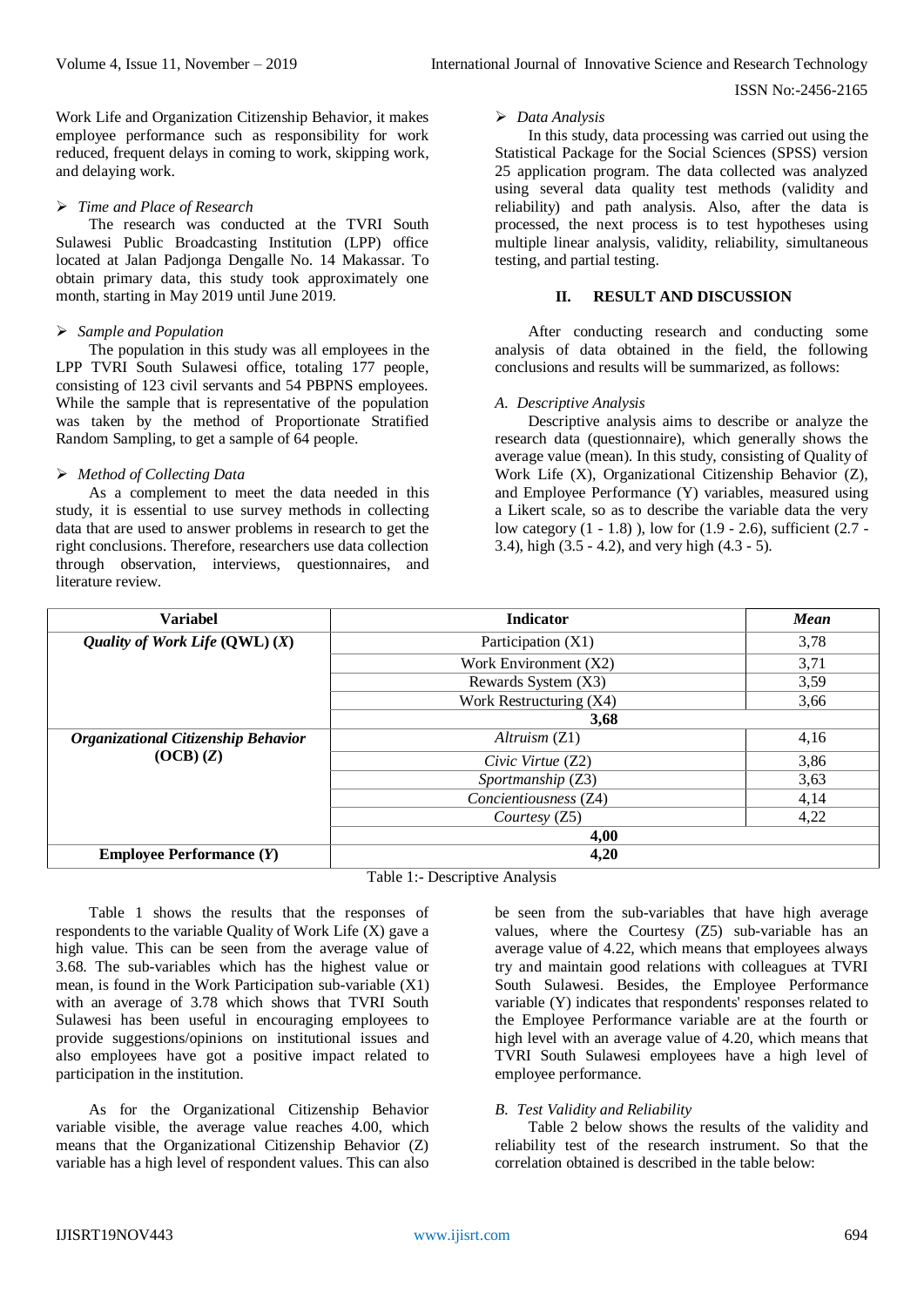Work Life and Organization Citizenship Behavior, it makes employee performance such as responsibility for work reduced, frequent delays in coming to work, skipping work, and delaying work.

➢ *Time and Place of Research*

The research was conducted at the TVRI South Sulawesi Public Broadcasting Institution (LPP) office located at Jalan Padjonga Dengalle No. 14 Makassar. To obtain primary data, this study took approximately one month, starting in May 2019 until June 2019.

➢ *Sample and Population*

The population in this study was all employees in the LPP TVRI South Sulawesi office, totaling 177 people, consisting of 123 civil servants and 54 PBPNS employees. While the sample that is representative of the population was taken by the method of Proportionate Stratified Random Sampling, to get a sample of 64 people.

➢ *Method of Collecting Data*

As a complement to meet the data needed in this study, it is essential to use survey methods in collecting data that are used to answer problems in research to get the right conclusions. Therefore, researchers use data collection through observation, interviews, questionnaires, and literature review.

➢ *Data Analysis*

In this study, data processing was carried out using the Statistical Package for the Social Sciences (SPSS) version 25 application program. The data collected was analyzed using several data quality test methods (validity and reliability) and path analysis. Also, after the data is processed, the next process is to test hypotheses using multiple linear analysis, validity, reliability, simultaneous testing, and partial testing.

## II. RESULT AND DISCUSSION

After conducting research and conducting some analysis of data obtained in the field, the following conclusions and results will be summarized, as follows:

### *A. Descriptive Analysis*

Descriptive analysis aims to describe or analyze the research data (questionnaire), which generally shows the average value (mean). In this study, consisting of Quality of Work Life (X), Organizational Citizenship Behavior (Z), and Employee Performance (Y) variables, measured using a Likert scale, so as to describe the variable data the very low category (1 - 1.8) ), low for (1.9 - 2.6), sufficient (2.7 - 3.4), high (3.5 - 4.2), and very high (4.3 - 5).

| Variabel | Indicator | *Mean* |
|---|---|---|
| ***Quality of Work Life* (QWL) (*X*)** | Participation (X1) | 3,78 |
| | Work Environment (X2) | 3,71 |
| | Rewards System (X3) | 3,59 |
| | Work Restructuring (X4) | 3,66 |
| | **3,68** | |
| ***Organizational Citizenship Behavior* (OCB) (*Z*)** | *Altruism* (Z1) | 4,16 |
| | *Civic Virtue* (Z2) | 3,86 |
| | *Sportmanship* (Z3) | 3,63 |
| | *Concientiousness* (Z4) | 4,14 |
| | *Courtesy* (Z5) | 4,22 |
| | **4,00** | |
| **Employee Performance (*Y*)** | **4,20** | |

Table 1:- Descriptive Analysis

Table 1 shows the results that the responses of respondents to the variable Quality of Work Life (X) gave a high value. This can be seen from the average value of 3.68. The sub-variables which has the highest value or mean, is found in the Work Participation sub-variable (X1) with an average of 3.78 which shows that TVRI South Sulawesi has been useful in encouraging employees to provide suggestions/opinions on institutional issues and also employees have got a positive impact related to participation in the institution.

As for the Organizational Citizenship Behavior variable visible, the average value reaches 4.00, which means that the Organizational Citizenship Behavior (Z) variable has a high level of respondent values. This can also be seen from the sub-variables that have high average values, where the Courtesy (Z5) sub-variable has an average value of 4.22, which means that employees always try and maintain good relations with colleagues at TVRI South Sulawesi. Besides, the Employee Performance variable (Y) indicates that respondents' responses related to the Employee Performance variable are at the fourth or high level with an average value of 4.20, which means that TVRI South Sulawesi employees have a high level of employee performance.

### *B. Test Validity and Reliability*

Table 2 below shows the results of the validity and reliability test of the research instrument. So that the correlation obtained is described in the table below: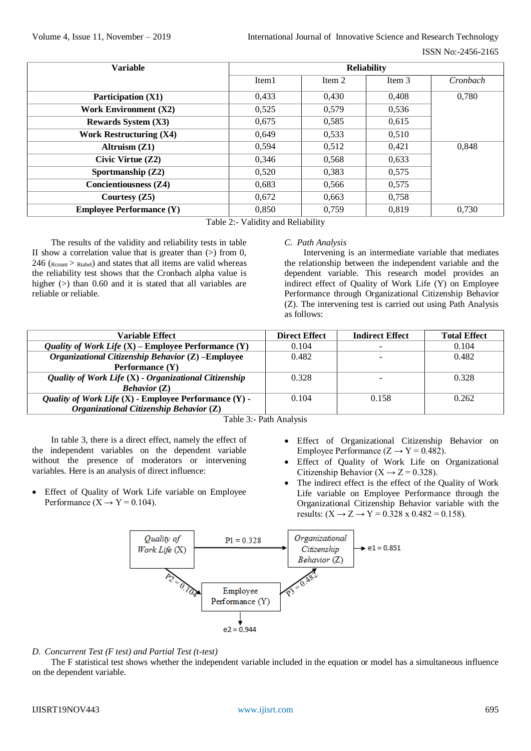| Variable | Reliability | | | |
|---|---|---|---|---|
| | Item1 | Item 2 | Item 3 | *Cronbach* |
| **Participation (X1)** | 0,433 | 0,430 | 0,408 | 0,780 |
| **Work Environment (X2)** | 0,525 | 0,579 | 0,536 | |
| **Rewards System (X3)** | 0,675 | 0,585 | 0,615 | |
| **Work Restructuring (X4)** | 0,649 | 0,533 | 0,510 | |
| **Altruism (Z1)** | 0,594 | 0,512 | 0,421 | 0,848 |
| **Civic Virtue (Z2)** | 0,346 | 0,568 | 0,633 | |
| **Sportmanship (Z2)** | 0,520 | 0,383 | 0,575 | |
| **Concientiousness (Z4)** | 0,683 | 0,566 | 0,575 | |
| **Courtesy (Z5)** | 0,672 | 0,663 | 0,758 | |
| **Employee Performance (Y)** | 0,850 | 0,759 | 0,819 | 0,730 |

Table 2:- Validity and Reliability

The results of the validity and reliability tests in table II show a correlation value that is greater than (>) from 0, 246 ($R_{count} > R_{tabel}$) and states that all items are valid whereas the reliability test shows that the Cronbach alpha value is higher (>) than 0.60 and it is stated that all variables are reliable or reliable.

### *C. Path Analysis*

Intervening is an intermediate variable that mediates the relationship between the independent variable and the dependent variable. This research model provides an indirect effect of Quality of Work Life (Y) on Employee Performance through Organizational Citizenship Behavior (Z). The intervening test is carried out using Path Analysis as follows:

| Variable Effect | Direct Effect | Indirect Effect | Total Effect |
|---|---|---|---|
| ***Quality of Work Life* (X) – Employee Performance (Y)** | 0.104 | - | 0.104 |
| ***Organizational Citizenship Behavior* (Z) –Employee Performance (Y)** | 0.482 | - | 0.482 |
| ***Quality of Work Life* (X) - *Organizational Citizenship Behavior* (Z)** | 0.328 | - | 0.328 |
| ***Quality of Work Life* (X) - Employee Performance (Y) - *Organizational Citizenship Behavior* (Z)** | 0.104 | 0.158 | 0.262 |

Table 3:- Path Analysis

In table 3, there is a direct effect, namely the effect of the independent variables on the dependent variable without the presence of moderators or intervening variables. Here is an analysis of direct influence:

- Effect of Quality of Work Life variable on Employee Performance ($X \rightarrow Y = 0.104$).
- Effect of Organizational Citizenship Behavior on Employee Performance ($Z \rightarrow Y = 0.482$).
- Effect of Quality of Work Life on Organizational Citizenship Behavior ($X \rightarrow Z = 0.328$).
- The indirect effect is the effect of the Quality of Work Life variable on Employee Performance through the Organizational Citizenship Behavior variable with the results: ($X \rightarrow Z \rightarrow Y = 0.328 \times 0.482 = 0.158$).

Quality of Work Life (X) — P1 = 0.328 → Organizational Citizenship Behavior (Z) → e1 = 0.851

Quality of Work Life (X) — P2 = 0.104 → Employee Performance (Y)

Organizational Citizenship Behavior (Z) — P3 = 0.482 — Employee Performance (Y)

Employee Performance (Y) → e2 = 0.944

### *D. Concurrent Test (F test) and Partial Test (t-test)*

The F statistical test shows whether the independent variable included in the equation or model has a simultaneous influence on the dependent variable.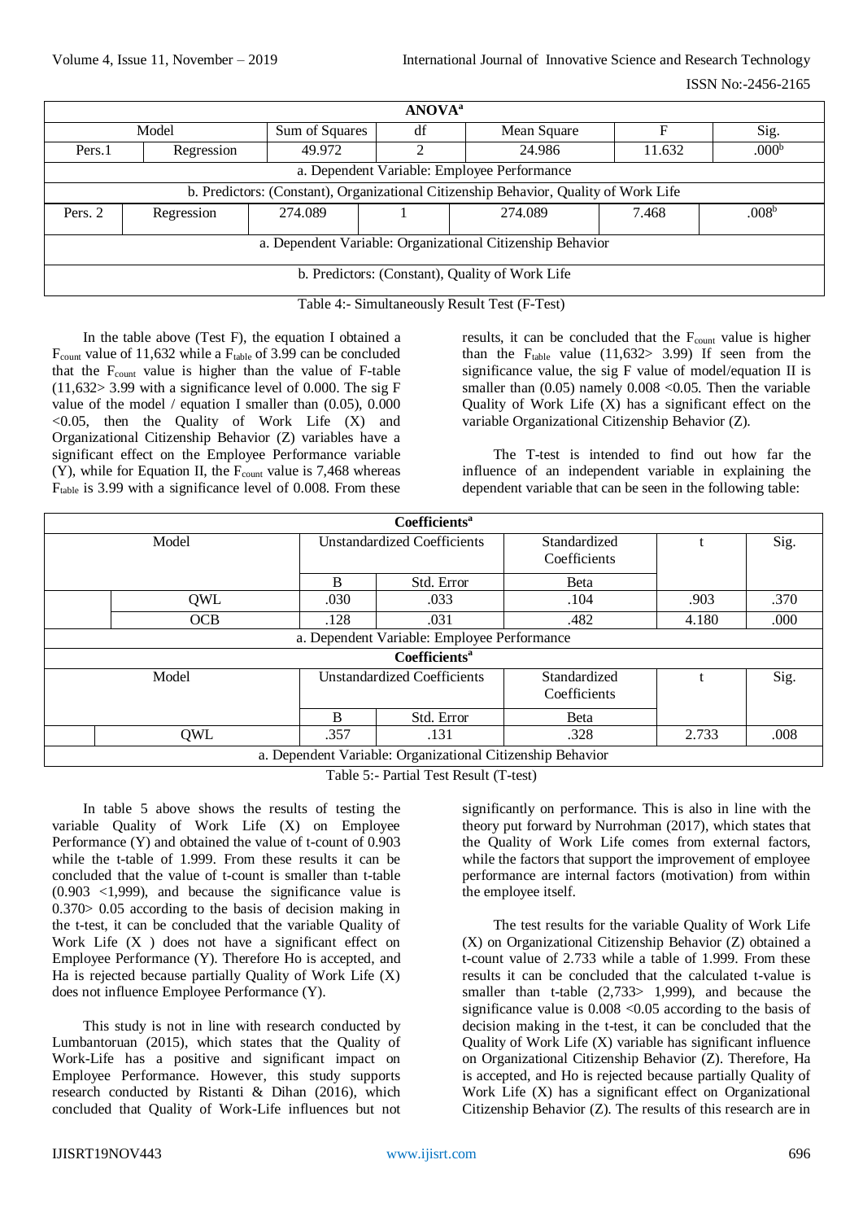| ANOVA[a] | | | | | | |
|---|---|---|---|---|---|---|
| Model | | Sum of Squares | df | Mean Square | F | Sig. |
| Pers.1 | Regression | 49.972 | 2 | 24.986 | 11.632 | .000[b] |
| a. Dependent Variable: Employee Performance | | | | | | |
| b. Predictors: (Constant), Organizational Citizenship Behavior, Quality of Work Life | | | | | | |
| Pers. 2 | Regression | 274.089 | 1 | 274.089 | 7.468 | .008[b] |
| a. Dependent Variable: Organizational Citizenship Behavior | | | | | | |
| b. Predictors: (Constant), Quality of Work Life | | | | | | |

Table 4:- Simultaneously Result Test (F-Test)

In the table above (Test F), the equation I obtained a $F_{count}$ value of 11,632 while a $F_{table}$ of 3.99 can be concluded that the $F_{count}$ value is higher than the value of F-table (11,632> 3.99 with a significance level of 0.000. The sig F value of the model / equation I smaller than (0.05), 0.000 <0.05, then the Quality of Work Life (X) and Organizational Citizenship Behavior (Z) variables have a significant effect on the Employee Performance variable (Y), while for Equation II, the $F_{count}$ value is 7,468 whereas $F_{table}$ is 3.99 with a significance level of 0.008. From these results, it can be concluded that the $F_{count}$ value is higher than the $F_{table}$ value (11,632> 3.99) If seen from the significance value, the sig F value of model/equation II is smaller than (0.05) namely 0.008 <0.05. Then the variable Quality of Work Life (X) has a significant effect on the variable Organizational Citizenship Behavior (Z).

The T-test is intended to find out how far the influence of an independent variable in explaining the dependent variable that can be seen in the following table:

| Coefficients[a] | | | | | | |
|---|---|---|---|---|---|---|
| Model | | Unstandardized Coefficients | | Standardized Coefficients | t | Sig. |
| | | B | Std. Error | Beta | | |
| | QWL | .030 | .033 | .104 | .903 | .370 |
| | OCB | .128 | .031 | .482 | 4.180 | .000 |
| a. Dependent Variable: Employee Performance | | | | | | |
| Coefficients[a] | | | | | | |
| Model | | Unstandardized Coefficients | | Standardized Coefficients | t | Sig. |
| | | B | Std. Error | Beta | | |
| | QWL | .357 | .131 | .328 | 2.733 | .008 |
| a. Dependent Variable: Organizational Citizenship Behavior | | | | | | |

Table 5:- Partial Test Result (T-test)

In table 5 above shows the results of testing the variable Quality of Work Life (X) on Employee Performance (Y) and obtained the value of t-count of 0.903 while the t-table of 1.999. From these results it can be concluded that the value of t-count is smaller than t-table (0.903 <1,999), and because the significance value is 0.370> 0.05 according to the basis of decision making in the t-test, it can be concluded that the variable Quality of Work Life (X ) does not have a significant effect on Employee Performance (Y). Therefore Ho is accepted, and Ha is rejected because partially Quality of Work Life (X) does not influence Employee Performance (Y).

This study is not in line with research conducted by Lumbantoruan (2015), which states that the Quality of Work-Life has a positive and significant impact on Employee Performance. However, this study supports research conducted by Ristanti & Dihan (2016), which concluded that Quality of Work-Life influences but not significantly on performance. This is also in line with the theory put forward by Nurrohman (2017), which states that the Quality of Work Life comes from external factors, while the factors that support the improvement of employee performance are internal factors (motivation) from within the employee itself.

The test results for the variable Quality of Work Life (X) on Organizational Citizenship Behavior (Z) obtained a t-count value of 2.733 while a table of 1.999. From these results it can be concluded that the calculated t-value is smaller than t-table (2,733> 1,999), and because the significance value is 0.008 <0.05 according to the basis of decision making in the t-test, it can be concluded that the Quality of Work Life (X) variable has significant influence on Organizational Citizenship Behavior (Z). Therefore, Ha is accepted, and Ho is rejected because partially Quality of Work Life (X) has a significant effect on Organizational Citizenship Behavior (Z). The results of this research are in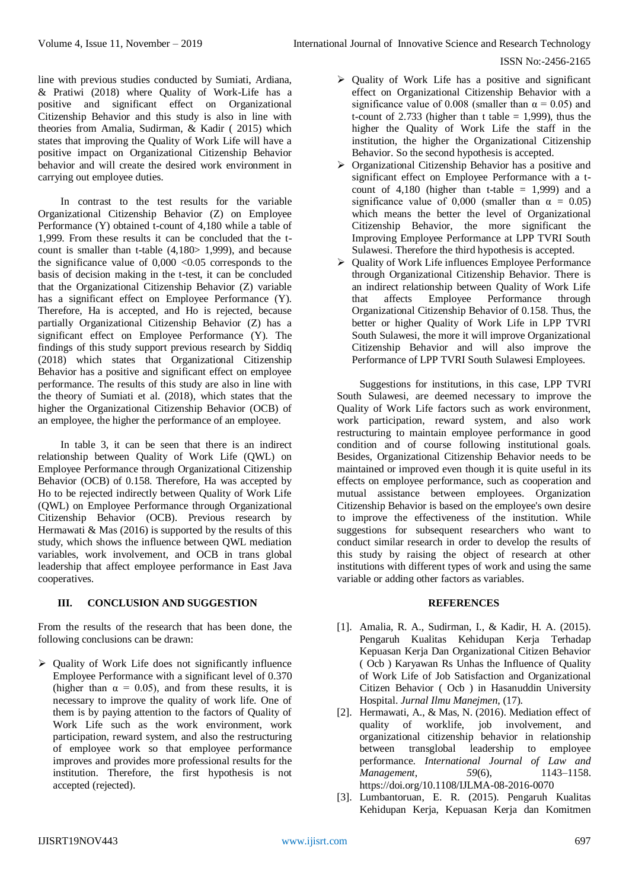line with previous studies conducted by Sumiati, Ardiana, & Pratiwi (2018) where Quality of Work-Life has a positive and significant effect on Organizational Citizenship Behavior and this study is also in line with theories from Amalia, Sudirman, & Kadir ( 2015) which states that improving the Quality of Work Life will have a positive impact on Organizational Citizenship Behavior behavior and will create the desired work environment in carrying out employee duties.

In contrast to the test results for the variable Organizational Citizenship Behavior (Z) on Employee Performance (Y) obtained t-count of 4,180 while a table of 1,999. From these results it can be concluded that the t-count is smaller than t-table (4,180> 1,999), and because the significance value of 0,000 <0.05 corresponds to the basis of decision making in the t-test, it can be concluded that the Organizational Citizenship Behavior (Z) variable has a significant effect on Employee Performance (Y). Therefore, Ha is accepted, and Ho is rejected, because partially Organizational Citizenship Behavior (Z) has a significant effect on Employee Performance (Y). The findings of this study support previous research by Siddiq (2018) which states that Organizational Citizenship Behavior has a positive and significant effect on employee performance. The results of this study are also in line with the theory of Sumiati et al. (2018), which states that the higher the Organizational Citizenship Behavior (OCB) of an employee, the higher the performance of an employee.

In table 3, it can be seen that there is an indirect relationship between Quality of Work Life (QWL) on Employee Performance through Organizational Citizenship Behavior (OCB) of 0.158. Therefore, Ha was accepted by Ho to be rejected indirectly between Quality of Work Life (QWL) on Employee Performance through Organizational Citizenship Behavior (OCB). Previous research by Hermawati & Mas (2016) is supported by the results of this study, which shows the influence between QWL mediation variables, work involvement, and OCB in trans global leadership that affect employee performance in East Java cooperatives.

## III. CONCLUSION AND SUGGESTION

From the results of the research that has been done, the following conclusions can be drawn:

- Quality of Work Life does not significantly influence Employee Performance with a significant level of 0.370 (higher than $\alpha$ = 0.05), and from these results, it is necessary to improve the quality of work life. One of them is by paying attention to the factors of Quality of Work Life such as the work environment, work participation, reward system, and also the restructuring of employee work so that employee performance improves and provides more professional results for the institution. Therefore, the first hypothesis is not accepted (rejected).
- Quality of Work Life has a positive and significant effect on Organizational Citizenship Behavior with a significance value of 0.008 (smaller than $\alpha$ = 0.05) and t-count of 2.733 (higher than t table = 1,999), thus the higher the Quality of Work Life the staff in the institution, the higher the Organizational Citizenship Behavior. So the second hypothesis is accepted.
- Organizational Citizenship Behavior has a positive and significant effect on Employee Performance with a t-count of 4,180 (higher than t-table = 1,999) and a significance value of 0,000 (smaller than $\alpha$ = 0.05) which means the better the level of Organizational Citizenship Behavior, the more significant the Improving Employee Performance at LPP TVRI South Sulawesi. Therefore the third hypothesis is accepted.
- Quality of Work Life influences Employee Performance through Organizational Citizenship Behavior. There is an indirect relationship between Quality of Work Life that affects Employee Performance through Organizational Citizenship Behavior of 0.158. Thus, the better or higher Quality of Work Life in LPP TVRI South Sulawesi, the more it will improve Organizational Citizenship Behavior and will also improve the Performance of LPP TVRI South Sulawesi Employees.

Suggestions for institutions, in this case, LPP TVRI South Sulawesi, are deemed necessary to improve the Quality of Work Life factors such as work environment, work participation, reward system, and also work restructuring to maintain employee performance in good condition and of course following institutional goals. Besides, Organizational Citizenship Behavior needs to be maintained or improved even though it is quite useful in its effects on employee performance, such as cooperation and mutual assistance between employees. Organization Citizenship Behavior is based on the employee's own desire to improve the effectiveness of the institution. While suggestions for subsequent researchers who want to conduct similar research in order to develop the results of this study by raising the object of research at other institutions with different types of work and using the same variable or adding other factors as variables.

## REFERENCES

[1]. Amalia, R. A., Sudirman, I., & Kadir, H. A. (2015). Pengaruh Kualitas Kehidupan Kerja Terhadap Kepuasan Kerja Dan Organizational Citizen Behavior ( Ocb ) Karyawan Rs Unhas the Influence of Quality of Work Life of Job Satisfaction and Organizational Citizen Behavior ( Ocb ) in Hasanuddin University Hospital. *Jurnal Ilmu Manajemen*, (17).

[2]. Hermawati, A., & Mas, N. (2016). Mediation effect of quality of worklife, job involvement, and organizational citizenship behavior in relationship between transglobal leadership to employee performance. *International Journal of Law and Management*, *59*(6), 1143–1158. https://doi.org/10.1108/IJLMA-08-2016-0070

[3]. Lumbantoruan, E. R. (2015). Pengaruh Kualitas Kehidupan Kerja, Kepuasan Kerja dan Komitmen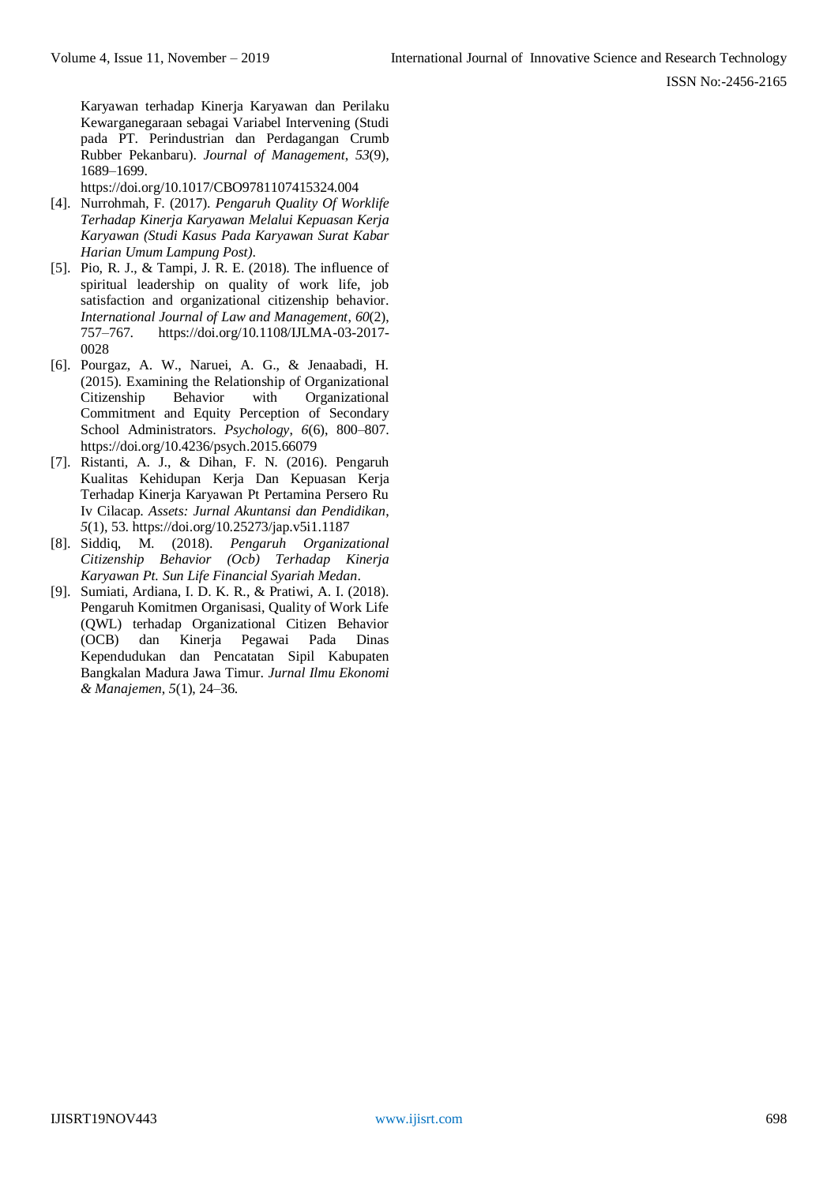Karyawan terhadap Kinerja Karyawan dan Perilaku Kewarganegaraan sebagai Variabel Intervening (Studi pada PT. Perindustrian dan Perdagangan Crumb Rubber Pekanbaru). *Journal of Management*, *53*(9), 1689–1699. https://doi.org/10.1017/CBO9781107415324.004

[4]. Nurrohmah, F. (2017). *Pengaruh Quality Of Worklife Terhadap Kinerja Karyawan Melalui Kepuasan Kerja Karyawan (Studi Kasus Pada Karyawan Surat Kabar Harian Umum Lampung Post)*.

[5]. Pio, R. J., & Tampi, J. R. E. (2018). The influence of spiritual leadership on quality of work life, job satisfaction and organizational citizenship behavior. *International Journal of Law and Management*, *60*(2), 757–767. https://doi.org/10.1108/IJLMA-03-2017-0028

[6]. Pourgaz, A. W., Naruei, A. G., & Jenaabadi, H. (2015). Examining the Relationship of Organizational Citizenship Behavior with Organizational Commitment and Equity Perception of Secondary School Administrators. *Psychology*, *6*(6), 800–807. https://doi.org/10.4236/psych.2015.66079

[7]. Ristanti, A. J., & Dihan, F. N. (2016). Pengaruh Kualitas Kehidupan Kerja Dan Kepuasan Kerja Terhadap Kinerja Karyawan Pt Pertamina Persero Ru Iv Cilacap. *Assets: Jurnal Akuntansi dan Pendidikan*, *5*(1), 53. https://doi.org/10.25273/jap.v5i1.1187

[8]. Siddiq, M. (2018). *Pengaruh Organizational Citizenship Behavior (Ocb) Terhadap Kinerja Karyawan Pt. Sun Life Financial Syariah Medan*.

[9]. Sumiati, Ardiana, I. D. K. R., & Pratiwi, A. I. (2018). Pengaruh Komitmen Organisasi, Quality of Work Life (QWL) terhadap Organizational Citizen Behavior (OCB) dan Kinerja Pegawai Pada Dinas Kependudukan dan Pencatatan Sipil Kabupaten Bangkalan Madura Jawa Timur. *Jurnal Ilmu Ekonomi & Manajemen*, *5*(1), 24–36.